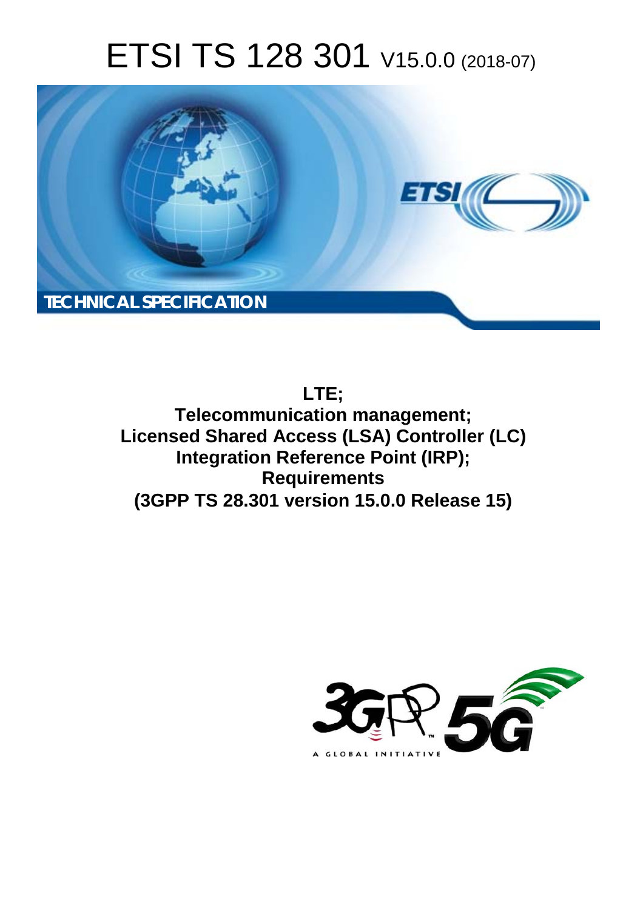# ETSI TS 128 301 V15.0.0 (2018-07)

TECHNICAL SPECIFICATION

**LTE;**
**Telecommunication management;**
**Licensed Shared Access (LSA) Controller (LC)**
**Integration Reference Point (IRP);**
**Requirements**
**(3GPP TS 28.301 version 15.0.0 Release 15)**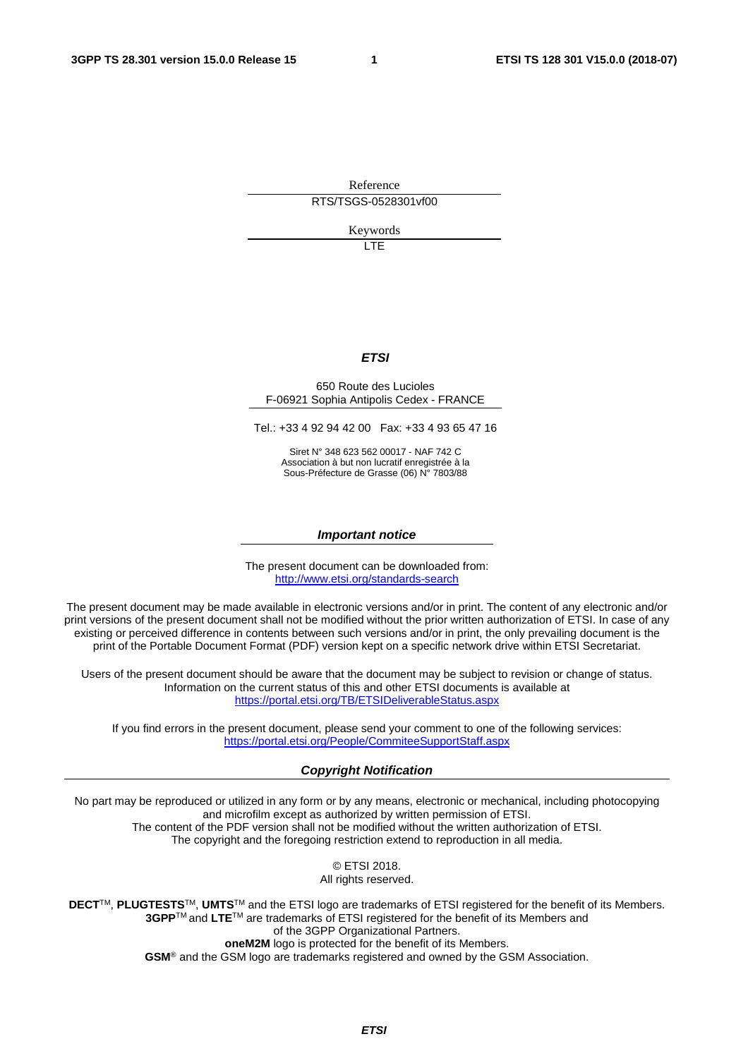Reference

RTS/TSGS-0528301vf00

Keywords

LTE

***ETSI***

650 Route des Lucioles
F-06921 Sophia Antipolis Cedex - FRANCE

Tel.: +33 4 92 94 42 00   Fax: +33 4 93 65 47 16

Siret N° 348 623 562 00017 - NAF 742 C
Association à but non lucratif enregistrée à la
Sous-Préfecture de Grasse (06) N° 7803/88

***Important notice***

The present document can be downloaded from:
http://www.etsi.org/standards-search

The present document may be made available in electronic versions and/or in print. The content of any electronic and/or print versions of the present document shall not be modified without the prior written authorization of ETSI. In case of any existing or perceived difference in contents between such versions and/or in print, the only prevailing document is the print of the Portable Document Format (PDF) version kept on a specific network drive within ETSI Secretariat.

Users of the present document should be aware that the document may be subject to revision or change of status. Information on the current status of this and other ETSI documents is available at
https://portal.etsi.org/TB/ETSIDeliverableStatus.aspx

If you find errors in the present document, please send your comment to one of the following services:
https://portal.etsi.org/People/CommiteeSupportStaff.aspx

***Copyright Notification***

No part may be reproduced or utilized in any form or by any means, electronic or mechanical, including photocopying and microfilm except as authorized by written permission of ETSI.
The content of the PDF version shall not be modified without the written authorization of ETSI.
The copyright and the foregoing restriction extend to reproduction in all media.

© ETSI 2018.
All rights reserved.

**DECT**™, **PLUGTESTS**™, **UMTS**™ and the ETSI logo are trademarks of ETSI registered for the benefit of its Members.
**3GPP**™ and **LTE**™ are trademarks of ETSI registered for the benefit of its Members and
of the 3GPP Organizational Partners.
**oneM2M** logo is protected for the benefit of its Members.
**GSM**® and the GSM logo are trademarks registered and owned by the GSM Association.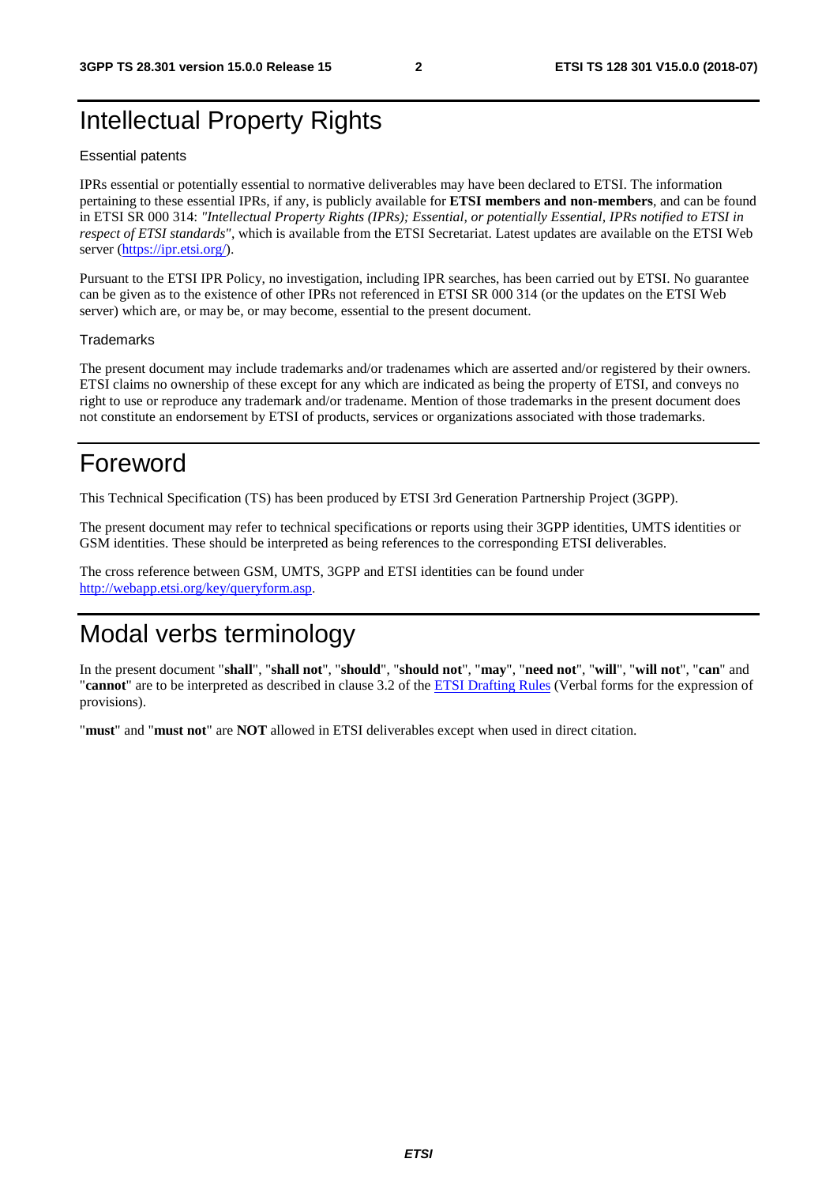# Intellectual Property Rights

Essential patents

IPRs essential or potentially essential to normative deliverables may have been declared to ETSI. The information pertaining to these essential IPRs, if any, is publicly available for **ETSI members and non-members**, and can be found in ETSI SR 000 314: *"Intellectual Property Rights (IPRs); Essential, or potentially Essential, IPRs notified to ETSI in respect of ETSI standards"*, which is available from the ETSI Secretariat. Latest updates are available on the ETSI Web server (https://ipr.etsi.org/).

Pursuant to the ETSI IPR Policy, no investigation, including IPR searches, has been carried out by ETSI. No guarantee can be given as to the existence of other IPRs not referenced in ETSI SR 000 314 (or the updates on the ETSI Web server) which are, or may be, or may become, essential to the present document.

Trademarks

The present document may include trademarks and/or tradenames which are asserted and/or registered by their owners. ETSI claims no ownership of these except for any which are indicated as being the property of ETSI, and conveys no right to use or reproduce any trademark and/or tradename. Mention of those trademarks in the present document does not constitute an endorsement by ETSI of products, services or organizations associated with those trademarks.

# Foreword

This Technical Specification (TS) has been produced by ETSI 3rd Generation Partnership Project (3GPP).

The present document may refer to technical specifications or reports using their 3GPP identities, UMTS identities or GSM identities. These should be interpreted as being references to the corresponding ETSI deliverables.

The cross reference between GSM, UMTS, 3GPP and ETSI identities can be found under http://webapp.etsi.org/key/queryform.asp.

# Modal verbs terminology

In the present document "**shall**", "**shall not**", "**should**", "**should not**", "**may**", "**need not**", "**will**", "**will not**", "**can**" and "**cannot**" are to be interpreted as described in clause 3.2 of the ETSI Drafting Rules (Verbal forms for the expression of provisions).

"**must**" and "**must not**" are **NOT** allowed in ETSI deliverables except when used in direct citation.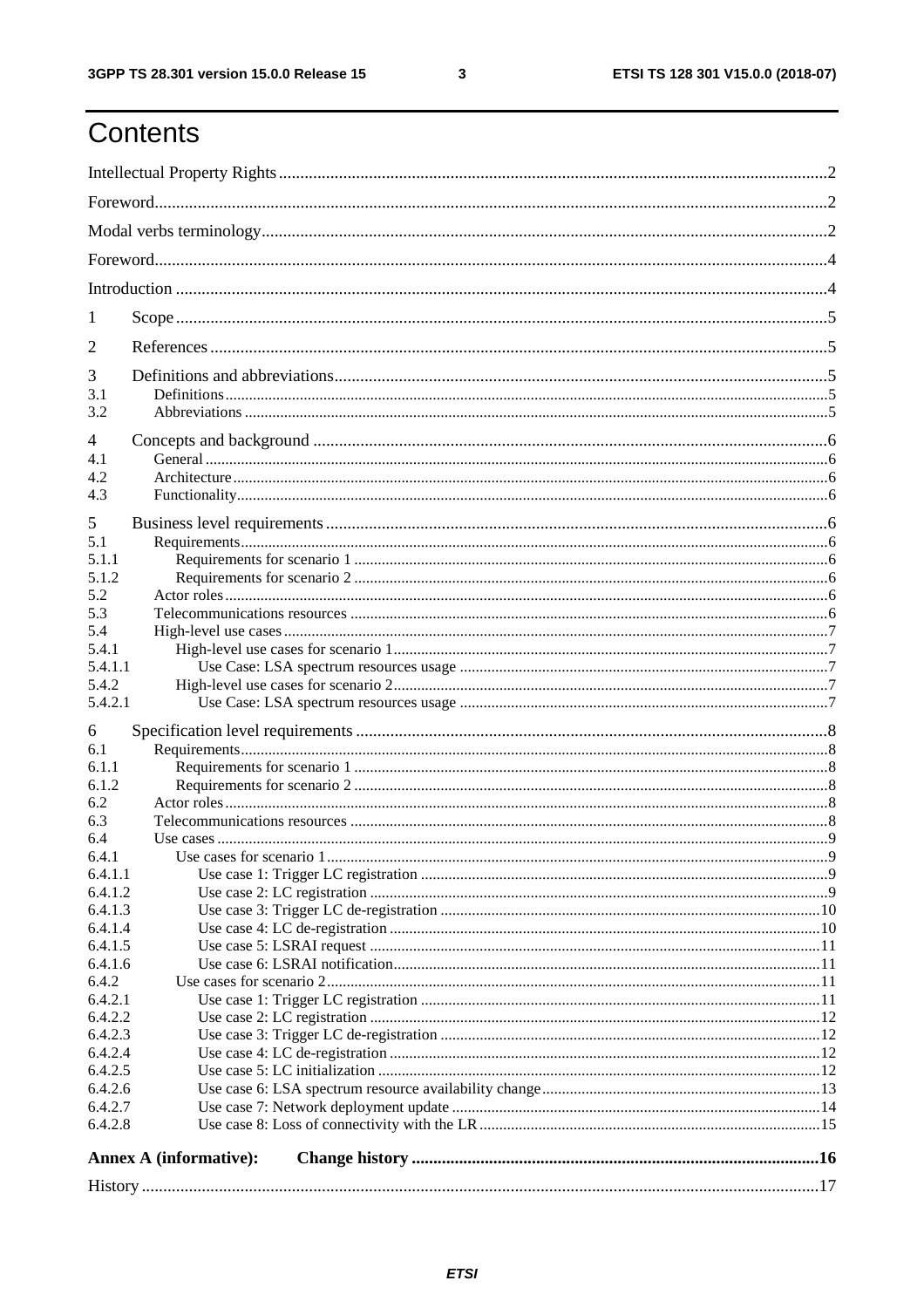# Contents

Intellectual Property Rights ..... 2

Foreword ..... 2

Modal verbs terminology ..... 2

Foreword ..... 4

Introduction ..... 4

1 Scope ..... 5

2 References ..... 5

3 Definitions and abbreviations ..... 5

3.1 Definitions ..... 5

3.2 Abbreviations ..... 5

4 Concepts and background ..... 6

4.1 General ..... 6

4.2 Architecture ..... 6

4.3 Functionality ..... 6

5 Business level requirements ..... 6

5.1 Requirements ..... 6

5.1.1 Requirements for scenario 1 ..... 6

5.1.2 Requirements for scenario 2 ..... 6

5.2 Actor roles ..... 6

5.3 Telecommunications resources ..... 6

5.4 High-level use cases ..... 7

5.4.1 High-level use cases for scenario 1 ..... 7

5.4.1.1 Use Case: LSA spectrum resources usage ..... 7

5.4.2 High-level use cases for scenario 2 ..... 7

5.4.2.1 Use Case: LSA spectrum resources usage ..... 7

6 Specification level requirements ..... 8

6.1 Requirements ..... 8

6.1.1 Requirements for scenario 1 ..... 8

6.1.2 Requirements for scenario 2 ..... 8

6.2 Actor roles ..... 8

6.3 Telecommunications resources ..... 8

6.4 Use cases ..... 9

6.4.1 Use cases for scenario 1 ..... 9

6.4.1.1 Use case 1: Trigger LC registration ..... 9

6.4.1.2 Use case 2: LC registration ..... 9

6.4.1.3 Use case 3: Trigger LC de-registration ..... 10

6.4.1.4 Use case 4: LC de-registration ..... 10

6.4.1.5 Use case 5: LSRAI request ..... 11

6.4.1.6 Use case 6: LSRAI notification ..... 11

6.4.2 Use cases for scenario 2 ..... 11

6.4.2.1 Use case 1: Trigger LC registration ..... 11

6.4.2.2 Use case 2: LC registration ..... 12

6.4.2.3 Use case 3: Trigger LC de-registration ..... 12

6.4.2.4 Use case 4: LC de-registration ..... 12

6.4.2.5 Use case 5: LC initialization ..... 12

6.4.2.6 Use case 6: LSA spectrum resource availability change ..... 13

6.4.2.7 Use case 7: Network deployment update ..... 14

6.4.2.8 Use case 8: Loss of connectivity with the LR ..... 15

**Annex A (informative): Change history ..... 16**

History ..... 17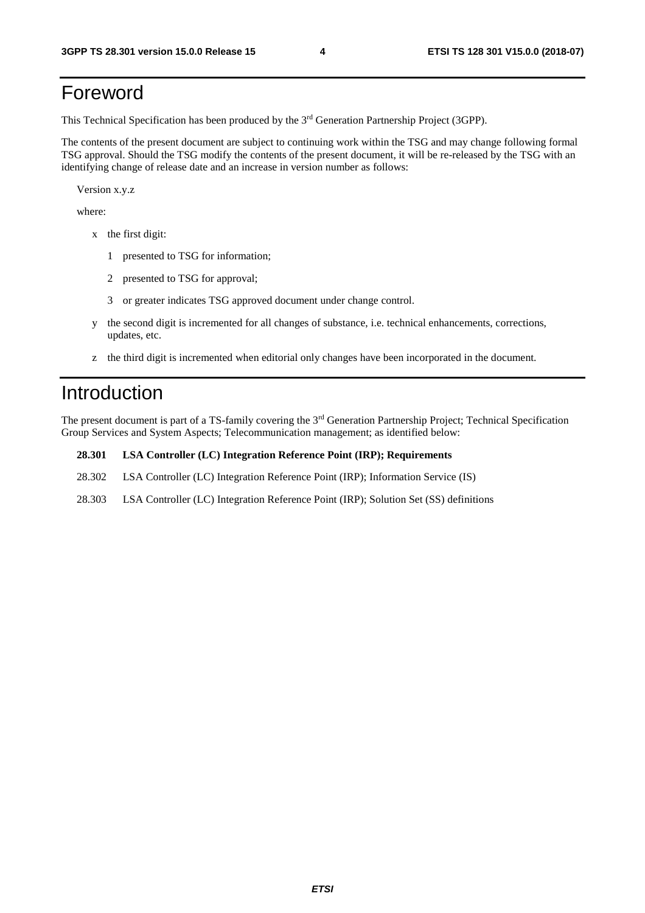# Foreword

This Technical Specification has been produced by the 3rd Generation Partnership Project (3GPP).

The contents of the present document are subject to continuing work within the TSG and may change following formal TSG approval. Should the TSG modify the contents of the present document, it will be re-released by the TSG with an identifying change of release date and an increase in version number as follows:

Version x.y.z

where:

- x the first digit:
  - 1 presented to TSG for information;
  - 2 presented to TSG for approval;
  - 3 or greater indicates TSG approved document under change control.
- y the second digit is incremented for all changes of substance, i.e. technical enhancements, corrections, updates, etc.
- z the third digit is incremented when editorial only changes have been incorporated in the document.

# Introduction

The present document is part of a TS-family covering the 3rd Generation Partnership Project; Technical Specification Group Services and System Aspects; Telecommunication management; as identified below:

**28.301 LSA Controller (LC) Integration Reference Point (IRP); Requirements**

28.302 LSA Controller (LC) Integration Reference Point (IRP); Information Service (IS)

28.303 LSA Controller (LC) Integration Reference Point (IRP); Solution Set (SS) definitions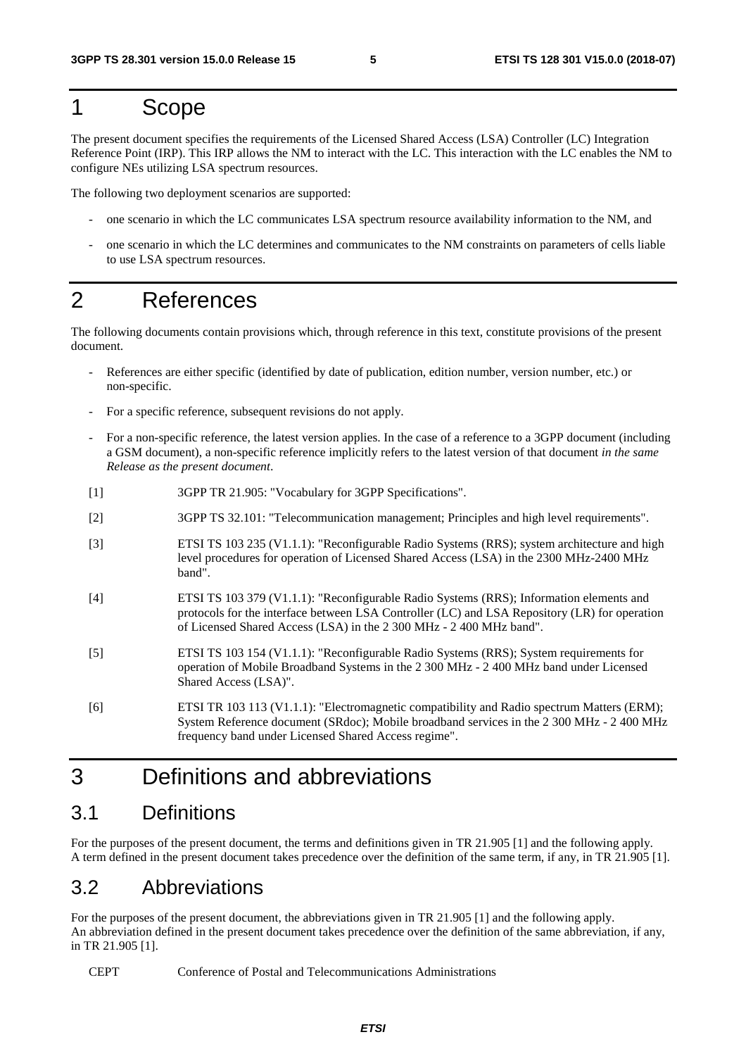# 1 Scope

The present document specifies the requirements of the Licensed Shared Access (LSA) Controller (LC) Integration Reference Point (IRP). This IRP allows the NM to interact with the LC. This interaction with the LC enables the NM to configure NEs utilizing LSA spectrum resources.

The following two deployment scenarios are supported:

- one scenario in which the LC communicates LSA spectrum resource availability information to the NM, and
- one scenario in which the LC determines and communicates to the NM constraints on parameters of cells liable to use LSA spectrum resources.

# 2 References

The following documents contain provisions which, through reference in this text, constitute provisions of the present document.

- References are either specific (identified by date of publication, edition number, version number, etc.) or non-specific.
- For a specific reference, subsequent revisions do not apply.
- For a non-specific reference, the latest version applies. In the case of a reference to a 3GPP document (including a GSM document), a non-specific reference implicitly refers to the latest version of that document *in the same Release as the present document*.

[1] 3GPP TR 21.905: "Vocabulary for 3GPP Specifications".

[2] 3GPP TS 32.101: "Telecommunication management; Principles and high level requirements".

[3] ETSI TS 103 235 (V1.1.1): "Reconfigurable Radio Systems (RRS); system architecture and high level procedures for operation of Licensed Shared Access (LSA) in the 2300 MHz-2400 MHz band".

[4] ETSI TS 103 379 (V1.1.1): "Reconfigurable Radio Systems (RRS); Information elements and protocols for the interface between LSA Controller (LC) and LSA Repository (LR) for operation of Licensed Shared Access (LSA) in the 2 300 MHz - 2 400 MHz band".

[5] ETSI TS 103 154 (V1.1.1): "Reconfigurable Radio Systems (RRS); System requirements for operation of Mobile Broadband Systems in the 2 300 MHz - 2 400 MHz band under Licensed Shared Access (LSA)".

[6] ETSI TR 103 113 (V1.1.1): "Electromagnetic compatibility and Radio spectrum Matters (ERM); System Reference document (SRdoc); Mobile broadband services in the 2 300 MHz - 2 400 MHz frequency band under Licensed Shared Access regime".

# 3 Definitions and abbreviations

## 3.1 Definitions

For the purposes of the present document, the terms and definitions given in TR 21.905 [1] and the following apply. A term defined in the present document takes precedence over the definition of the same term, if any, in TR 21.905 [1].

## 3.2 Abbreviations

For the purposes of the present document, the abbreviations given in TR 21.905 [1] and the following apply. An abbreviation defined in the present document takes precedence over the definition of the same abbreviation, if any, in TR 21.905 [1].

CEPT Conference of Postal and Telecommunications Administrations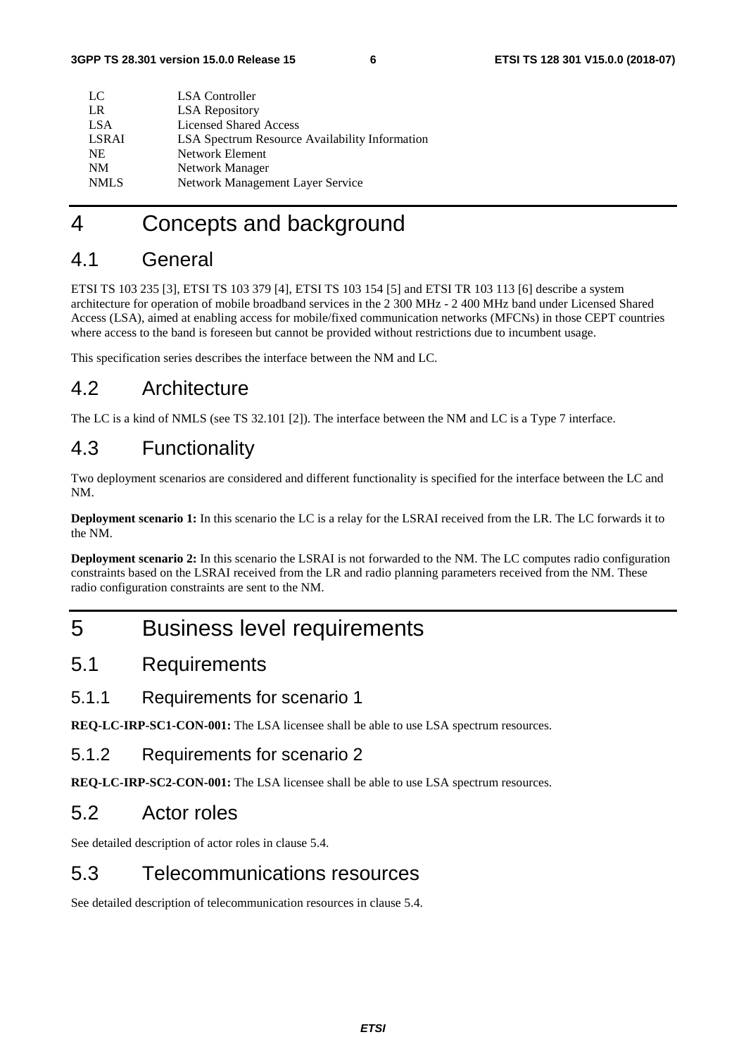| | |
|---|---|
| LC | LSA Controller |
| LR | LSA Repository |
| LSA | Licensed Shared Access |
| LSRAI | LSA Spectrum Resource Availability Information |
| NE | Network Element |
| NM | Network Manager |
| NMLS | Network Management Layer Service |

# 4 Concepts and background

## 4.1 General

ETSI TS 103 235 [3], ETSI TS 103 379 [4], ETSI TS 103 154 [5] and ETSI TR 103 113 [6] describe a system architecture for operation of mobile broadband services in the 2 300 MHz - 2 400 MHz band under Licensed Shared Access (LSA), aimed at enabling access for mobile/fixed communication networks (MFCNs) in those CEPT countries where access to the band is foreseen but cannot be provided without restrictions due to incumbent usage.

This specification series describes the interface between the NM and LC.

## 4.2 Architecture

The LC is a kind of NMLS (see TS 32.101 [2]). The interface between the NM and LC is a Type 7 interface.

## 4.3 Functionality

Two deployment scenarios are considered and different functionality is specified for the interface between the LC and NM.

**Deployment scenario 1:** In this scenario the LC is a relay for the LSRAI received from the LR. The LC forwards it to the NM.

**Deployment scenario 2:** In this scenario the LSRAI is not forwarded to the NM. The LC computes radio configuration constraints based on the LSRAI received from the LR and radio planning parameters received from the NM. These radio configuration constraints are sent to the NM.

# 5 Business level requirements

## 5.1 Requirements

### 5.1.1 Requirements for scenario 1

**REQ-LC-IRP-SC1-CON-001:** The LSA licensee shall be able to use LSA spectrum resources.

### 5.1.2 Requirements for scenario 2

**REQ-LC-IRP-SC2-CON-001:** The LSA licensee shall be able to use LSA spectrum resources.

## 5.2 Actor roles

See detailed description of actor roles in clause 5.4.

## 5.3 Telecommunications resources

See detailed description of telecommunication resources in clause 5.4.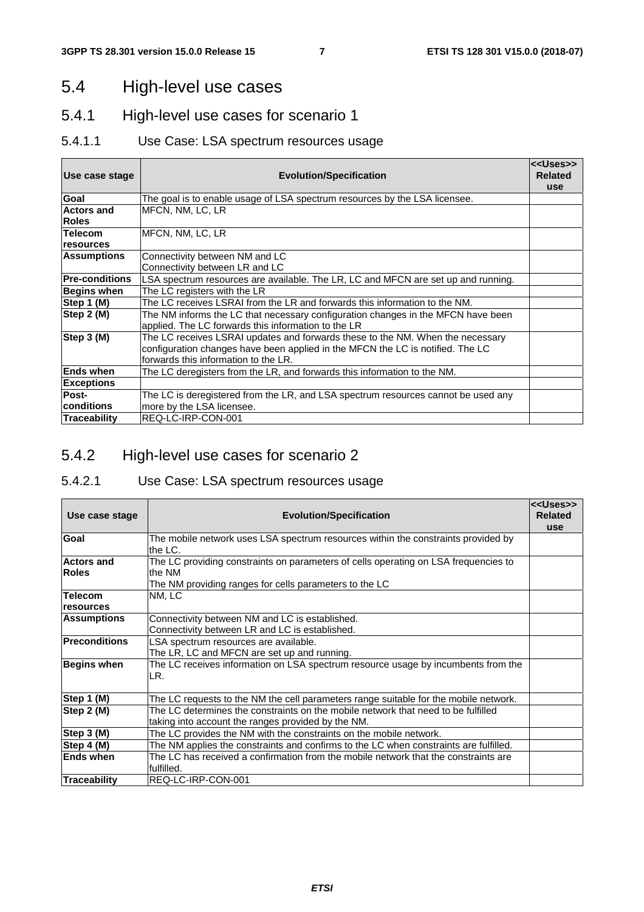## 5.4 High-level use cases

### 5.4.1 High-level use cases for scenario 1

#### 5.4.1.1 Use Case: LSA spectrum resources usage

| Use case stage | Evolution/Specification | <<Uses>> Related use |
|---|---|---|
| **Goal** | The goal is to enable usage of LSA spectrum resources by the LSA licensee. | |
| **Actors and Roles** | MFCN, NM, LC, LR | |
| **Telecom resources** | MFCN, NM, LC, LR | |
| **Assumptions** | Connectivity between NM and LC<br>Connectivity between LR and LC | |
| **Pre-conditions** | LSA spectrum resources are available. The LR, LC and MFCN are set up and running. | |
| **Begins when** | The LC registers with the LR | |
| **Step 1 (M)** | The LC receives LSRAI from the LR and forwards this information to the NM. | |
| **Step 2 (M)** | The NM informs the LC that necessary configuration changes in the MFCN have been applied. The LC forwards this information to the LR | |
| **Step 3 (M)** | The LC receives LSRAI updates and forwards these to the NM. When the necessary configuration changes have been applied in the MFCN the LC is notified. The LC forwards this information to the LR. | |
| **Ends when** | The LC deregisters from the LR, and forwards this information to the NM. | |
| **Exceptions** | | |
| **Post-conditions** | The LC is deregistered from the LR, and LSA spectrum resources cannot be used any more by the LSA licensee. | |
| **Traceability** | REQ-LC-IRP-CON-001 | |

### 5.4.2 High-level use cases for scenario 2

#### 5.4.2.1 Use Case: LSA spectrum resources usage

| Use case stage | Evolution/Specification | <<Uses>> Related use |
|---|---|---|
| **Goal** | The mobile network uses LSA spectrum resources within the constraints provided by the LC. | |
| **Actors and Roles** | The LC providing constraints on parameters of cells operating on LSA frequencies to the NM<br>The NM providing ranges for cells parameters to the LC | |
| **Telecom resources** | NM, LC | |
| **Assumptions** | Connectivity between NM and LC is established.<br>Connectivity between LR and LC is established. | |
| **Preconditions** | LSA spectrum resources are available.<br>The LR, LC and MFCN are set up and running. | |
| **Begins when** | The LC receives information on LSA spectrum resource usage by incumbents from the LR. | |
| **Step 1 (M)** | The LC requests to the NM the cell parameters range suitable for the mobile network. | |
| **Step 2 (M)** | The LC determines the constraints on the mobile network that need to be fulfilled taking into account the ranges provided by the NM. | |
| **Step 3 (M)** | The LC provides the NM with the constraints on the mobile network. | |
| **Step 4 (M)** | The NM applies the constraints and confirms to the LC when constraints are fulfilled. | |
| **Ends when** | The LC has received a confirmation from the mobile network that the constraints are fulfilled. | |
| **Traceability** | REQ-LC-IRP-CON-001 | |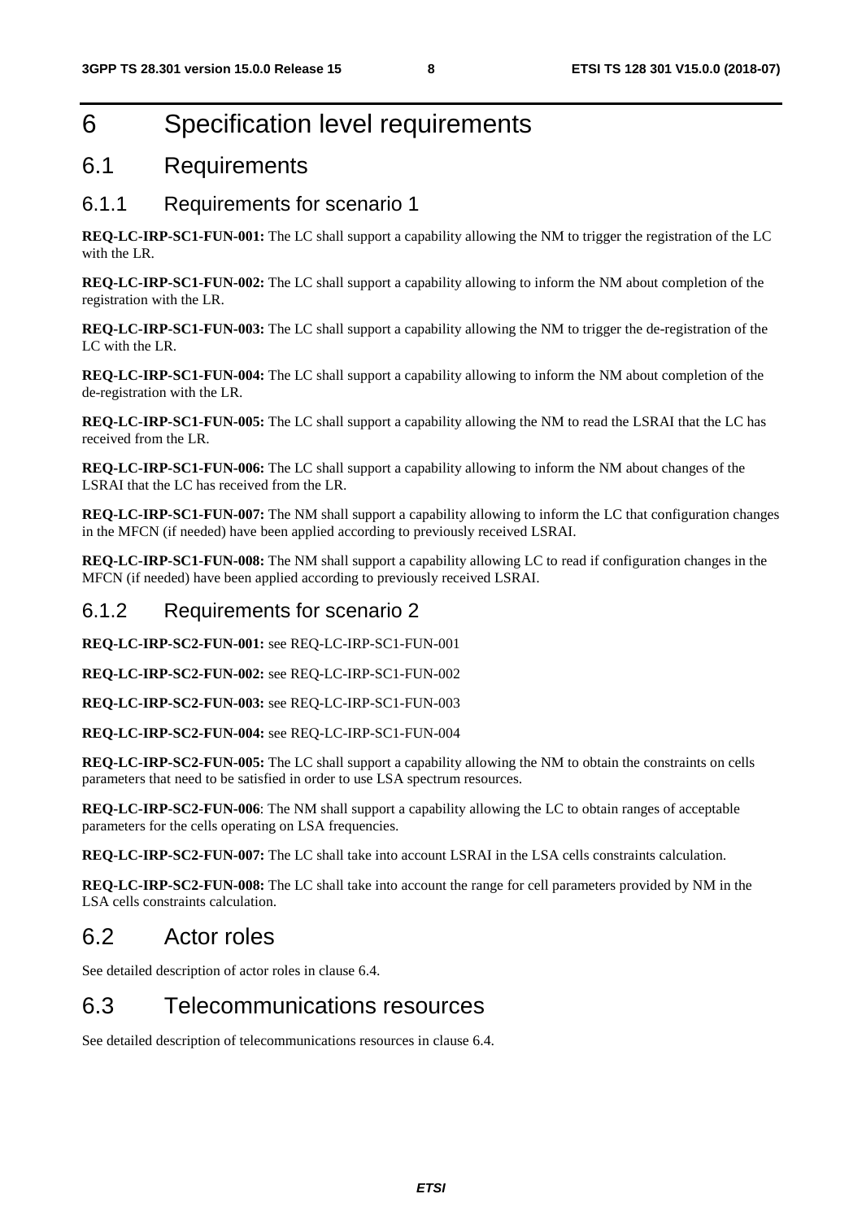# 6 Specification level requirements

## 6.1 Requirements

### 6.1.1 Requirements for scenario 1

**REQ-LC-IRP-SC1-FUN-001:** The LC shall support a capability allowing the NM to trigger the registration of the LC with the LR.

**REQ-LC-IRP-SC1-FUN-002:** The LC shall support a capability allowing to inform the NM about completion of the registration with the LR.

**REQ-LC-IRP-SC1-FUN-003:** The LC shall support a capability allowing the NM to trigger the de-registration of the LC with the LR.

**REQ-LC-IRP-SC1-FUN-004:** The LC shall support a capability allowing to inform the NM about completion of the de-registration with the LR.

**REQ-LC-IRP-SC1-FUN-005:** The LC shall support a capability allowing the NM to read the LSRAI that the LC has received from the LR.

**REQ-LC-IRP-SC1-FUN-006:** The LC shall support a capability allowing to inform the NM about changes of the LSRAI that the LC has received from the LR.

**REQ-LC-IRP-SC1-FUN-007:** The NM shall support a capability allowing to inform the LC that configuration changes in the MFCN (if needed) have been applied according to previously received LSRAI.

**REQ-LC-IRP-SC1-FUN-008:** The NM shall support a capability allowing LC to read if configuration changes in the MFCN (if needed) have been applied according to previously received LSRAI.

### 6.1.2 Requirements for scenario 2

**REQ-LC-IRP-SC2-FUN-001:** see REQ-LC-IRP-SC1-FUN-001

**REQ-LC-IRP-SC2-FUN-002:** see REQ-LC-IRP-SC1-FUN-002

**REQ-LC-IRP-SC2-FUN-003:** see REQ-LC-IRP-SC1-FUN-003

**REQ-LC-IRP-SC2-FUN-004:** see REQ-LC-IRP-SC1-FUN-004

**REQ-LC-IRP-SC2-FUN-005:** The LC shall support a capability allowing the NM to obtain the constraints on cells parameters that need to be satisfied in order to use LSA spectrum resources.

**REQ-LC-IRP-SC2-FUN-006**: The NM shall support a capability allowing the LC to obtain ranges of acceptable parameters for the cells operating on LSA frequencies.

**REQ-LC-IRP-SC2-FUN-007:** The LC shall take into account LSRAI in the LSA cells constraints calculation.

**REQ-LC-IRP-SC2-FUN-008:** The LC shall take into account the range for cell parameters provided by NM in the LSA cells constraints calculation.

## 6.2 Actor roles

See detailed description of actor roles in clause 6.4.

## 6.3 Telecommunications resources

See detailed description of telecommunications resources in clause 6.4.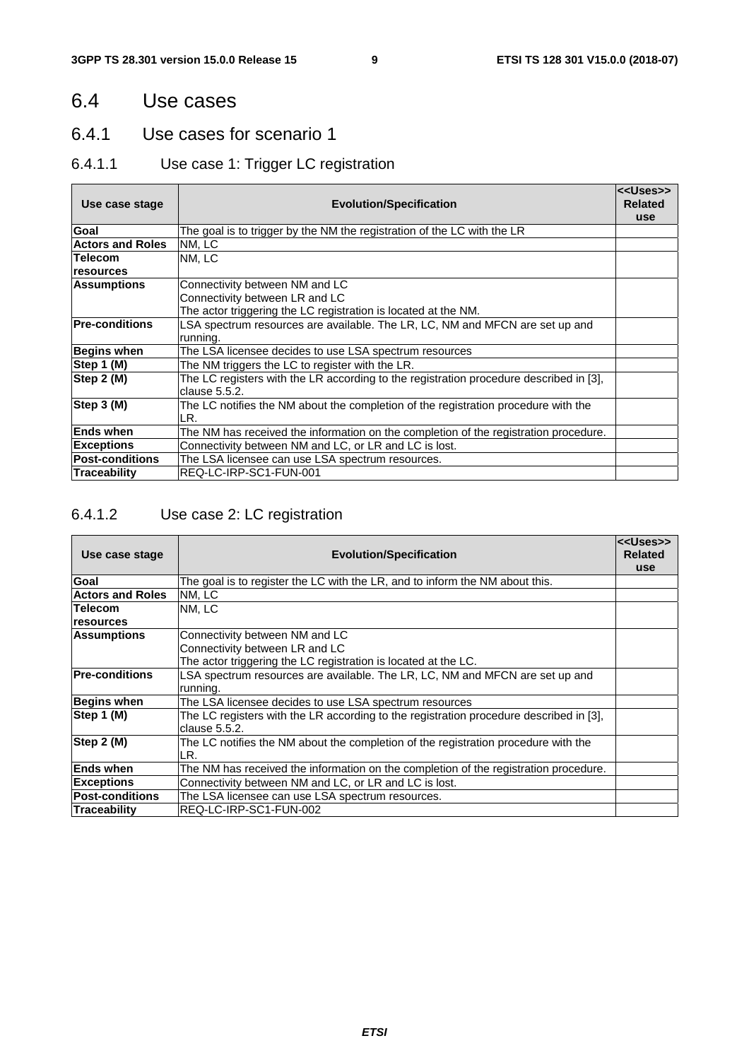# 6.4 Use cases

## 6.4.1 Use cases for scenario 1

### 6.4.1.1 Use case 1: Trigger LC registration

| Use case stage | Evolution/Specification | <<Uses>> Related use |
|---|---|---|
| **Goal** | The goal is to trigger by the NM the registration of the LC with the LR | |
| **Actors and Roles** | NM, LC | |
| **Telecom resources** | NM, LC | |
| **Assumptions** | Connectivity between NM and LC<br>Connectivity between LR and LC<br>The actor triggering the LC registration is located at the NM. | |
| **Pre-conditions** | LSA spectrum resources are available. The LR, LC, NM and MFCN are set up and running. | |
| **Begins when** | The LSA licensee decides to use LSA spectrum resources | |
| **Step 1 (M)** | The NM triggers the LC to register with the LR. | |
| **Step 2 (M)** | The LC registers with the LR according to the registration procedure described in [3], clause 5.5.2. | |
| **Step 3 (M)** | The LC notifies the NM about the completion of the registration procedure with the LR. | |
| **Ends when** | The NM has received the information on the completion of the registration procedure. | |
| **Exceptions** | Connectivity between NM and LC, or LR and LC is lost. | |
| **Post-conditions** | The LSA licensee can use LSA spectrum resources. | |
| **Traceability** | REQ-LC-IRP-SC1-FUN-001 | |

### 6.4.1.2 Use case 2: LC registration

| Use case stage | Evolution/Specification | <<Uses>> Related use |
|---|---|---|
| **Goal** | The goal is to register the LC with the LR, and to inform the NM about this. | |
| **Actors and Roles** | NM, LC | |
| **Telecom resources** | NM, LC | |
| **Assumptions** | Connectivity between NM and LC<br>Connectivity between LR and LC<br>The actor triggering the LC registration is located at the LC. | |
| **Pre-conditions** | LSA spectrum resources are available. The LR, LC, NM and MFCN are set up and running. | |
| **Begins when** | The LSA licensee decides to use LSA spectrum resources | |
| **Step 1 (M)** | The LC registers with the LR according to the registration procedure described in [3], clause 5.5.2. | |
| **Step 2 (M)** | The LC notifies the NM about the completion of the registration procedure with the LR. | |
| **Ends when** | The NM has received the information on the completion of the registration procedure. | |
| **Exceptions** | Connectivity between NM and LC, or LR and LC is lost. | |
| **Post-conditions** | The LSA licensee can use LSA spectrum resources. | |
| **Traceability** | REQ-LC-IRP-SC1-FUN-002 | |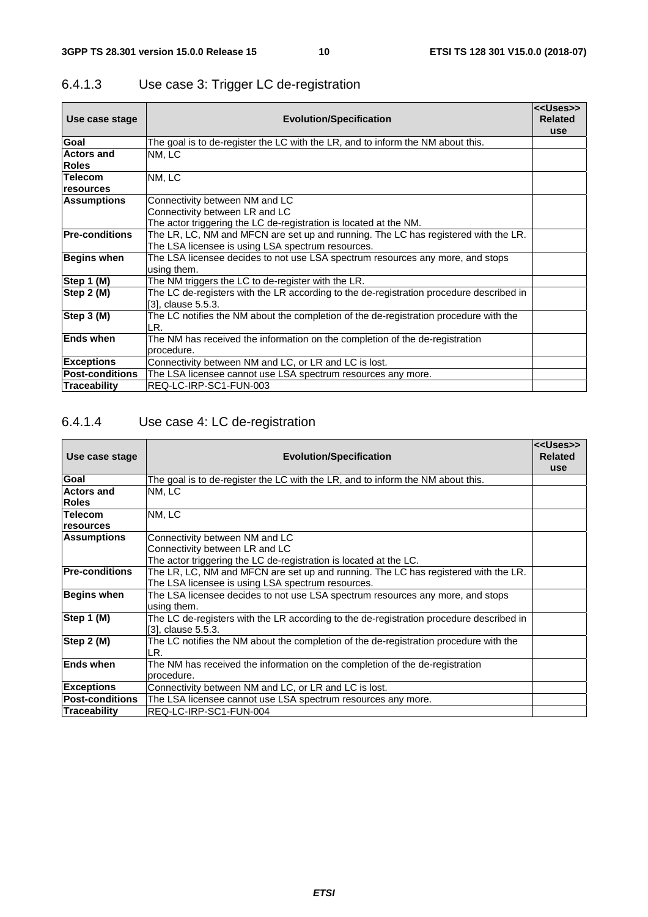#### 6.4.1.3 Use case 3: Trigger LC de-registration

| Use case stage | Evolution/Specification | <<Uses>> Related use |
|---|---|---|
| **Goal** | The goal is to de-register the LC with the LR, and to inform the NM about this. | |
| **Actors and Roles** | NM, LC | |
| **Telecom resources** | NM, LC | |
| **Assumptions** | Connectivity between NM and LC<br>Connectivity between LR and LC<br>The actor triggering the LC de-registration is located at the NM. | |
| **Pre-conditions** | The LR, LC, NM and MFCN are set up and running. The LC has registered with the LR. The LSA licensee is using LSA spectrum resources. | |
| **Begins when** | The LSA licensee decides to not use LSA spectrum resources any more, and stops using them. | |
| **Step 1 (M)** | The NM triggers the LC to de-register with the LR. | |
| **Step 2 (M)** | The LC de-registers with the LR according to the de-registration procedure described in [3], clause 5.5.3. | |
| **Step 3 (M)** | The LC notifies the NM about the completion of the de-registration procedure with the LR. | |
| **Ends when** | The NM has received the information on the completion of the de-registration procedure. | |
| **Exceptions** | Connectivity between NM and LC, or LR and LC is lost. | |
| **Post-conditions** | The LSA licensee cannot use LSA spectrum resources any more. | |
| **Traceability** | REQ-LC-IRP-SC1-FUN-003 | |

#### 6.4.1.4 Use case 4: LC de-registration

| Use case stage | Evolution/Specification | <<Uses>> Related use |
|---|---|---|
| **Goal** | The goal is to de-register the LC with the LR, and to inform the NM about this. | |
| **Actors and Roles** | NM, LC | |
| **Telecom resources** | NM, LC | |
| **Assumptions** | Connectivity between NM and LC<br>Connectivity between LR and LC<br>The actor triggering the LC de-registration is located at the LC. | |
| **Pre-conditions** | The LR, LC, NM and MFCN are set up and running. The LC has registered with the LR. The LSA licensee is using LSA spectrum resources. | |
| **Begins when** | The LSA licensee decides to not use LSA spectrum resources any more, and stops using them. | |
| **Step 1 (M)** | The LC de-registers with the LR according to the de-registration procedure described in [3], clause 5.5.3. | |
| **Step 2 (M)** | The LC notifies the NM about the completion of the de-registration procedure with the LR. | |
| **Ends when** | The NM has received the information on the completion of the de-registration procedure. | |
| **Exceptions** | Connectivity between NM and LC, or LR and LC is lost. | |
| **Post-conditions** | The LSA licensee cannot use LSA spectrum resources any more. | |
| **Traceability** | REQ-LC-IRP-SC1-FUN-004 | |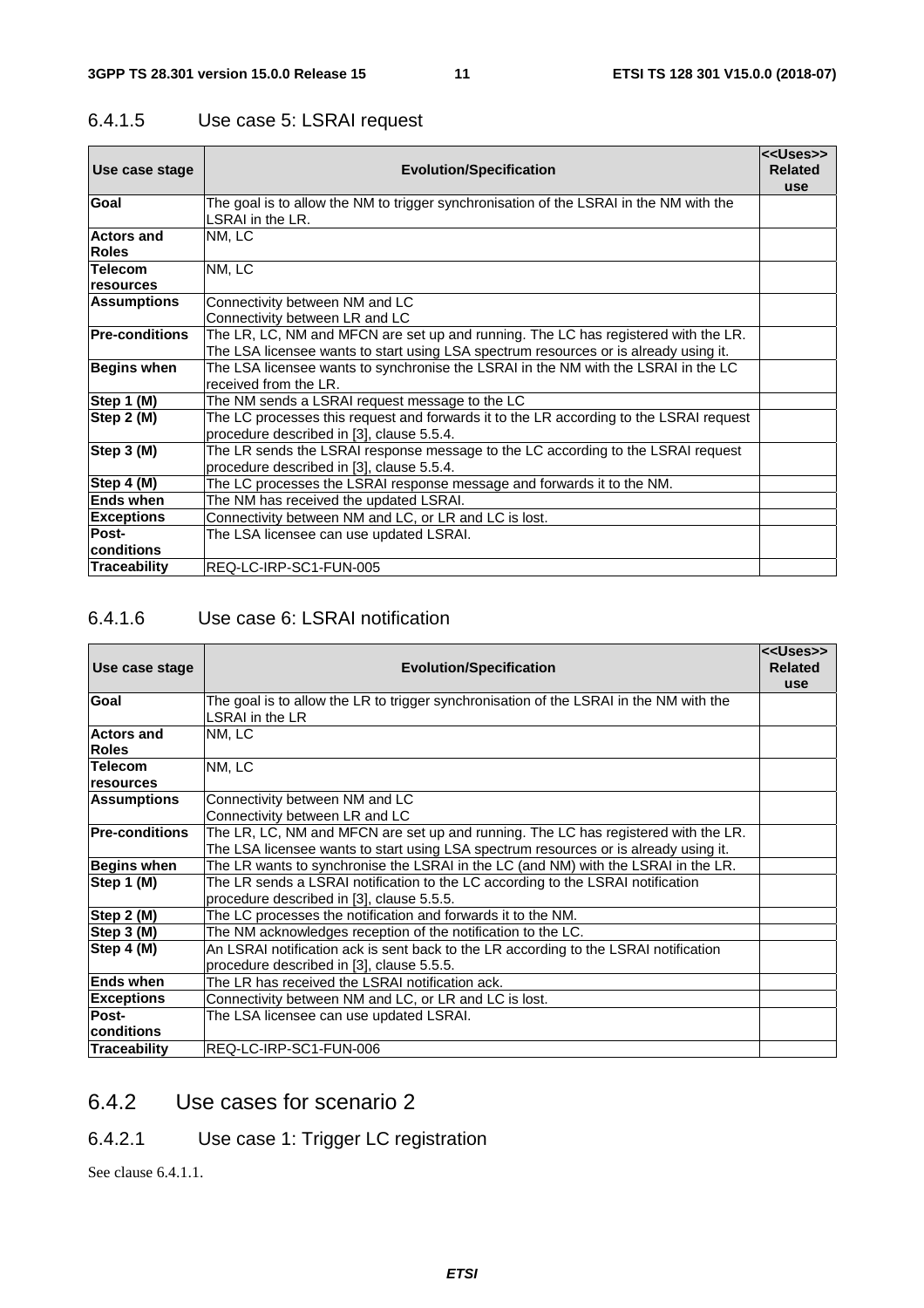### 6.4.1.5 Use case 5: LSRAI request

| Use case stage | Evolution/Specification | <<Uses>> Related use |
|---|---|---|
| **Goal** | The goal is to allow the NM to trigger synchronisation of the LSRAI in the NM with the LSRAI in the LR. | |
| **Actors and Roles** | NM, LC | |
| **Telecom resources** | NM, LC | |
| **Assumptions** | Connectivity between NM and LC<br>Connectivity between LR and LC | |
| **Pre-conditions** | The LR, LC, NM and MFCN are set up and running. The LC has registered with the LR. The LSA licensee wants to start using LSA spectrum resources or is already using it. | |
| **Begins when** | The LSA licensee wants to synchronise the LSRAI in the NM with the LSRAI in the LC received from the LR. | |
| **Step 1 (M)** | The NM sends a LSRAI request message to the LC | |
| **Step 2 (M)** | The LC processes this request and forwards it to the LR according to the LSRAI request procedure described in [3], clause 5.5.4. | |
| **Step 3 (M)** | The LR sends the LSRAI response message to the LC according to the LSRAI request procedure described in [3], clause 5.5.4. | |
| **Step 4 (M)** | The LC processes the LSRAI response message and forwards it to the NM. | |
| **Ends when** | The NM has received the updated LSRAI. | |
| **Exceptions** | Connectivity between NM and LC, or LR and LC is lost. | |
| **Post-conditions** | The LSA licensee can use updated LSRAI. | |
| **Traceability** | REQ-LC-IRP-SC1-FUN-005 | |

### 6.4.1.6 Use case 6: LSRAI notification

| Use case stage | Evolution/Specification | <<Uses>> Related use |
|---|---|---|
| **Goal** | The goal is to allow the LR to trigger synchronisation of the LSRAI in the NM with the LSRAI in the LR | |
| **Actors and Roles** | NM, LC | |
| **Telecom resources** | NM, LC | |
| **Assumptions** | Connectivity between NM and LC<br>Connectivity between LR and LC | |
| **Pre-conditions** | The LR, LC, NM and MFCN are set up and running. The LC has registered with the LR. The LSA licensee wants to start using LSA spectrum resources or is already using it. | |
| **Begins when** | The LR wants to synchronise the LSRAI in the LC (and NM) with the LSRAI in the LR. | |
| **Step 1 (M)** | The LR sends a LSRAI notification to the LC according to the LSRAI notification procedure described in [3], clause 5.5.5. | |
| **Step 2 (M)** | The LC processes the notification and forwards it to the NM. | |
| **Step 3 (M)** | The NM acknowledges reception of the notification to the LC. | |
| **Step 4 (M)** | An LSRAI notification ack is sent back to the LR according to the LSRAI notification procedure described in [3], clause 5.5.5. | |
| **Ends when** | The LR has received the LSRAI notification ack. | |
| **Exceptions** | Connectivity between NM and LC, or LR and LC is lost. | |
| **Post-conditions** | The LSA licensee can use updated LSRAI. | |
| **Traceability** | REQ-LC-IRP-SC1-FUN-006 | |

## 6.4.2 Use cases for scenario 2

### 6.4.2.1 Use case 1: Trigger LC registration

See clause 6.4.1.1.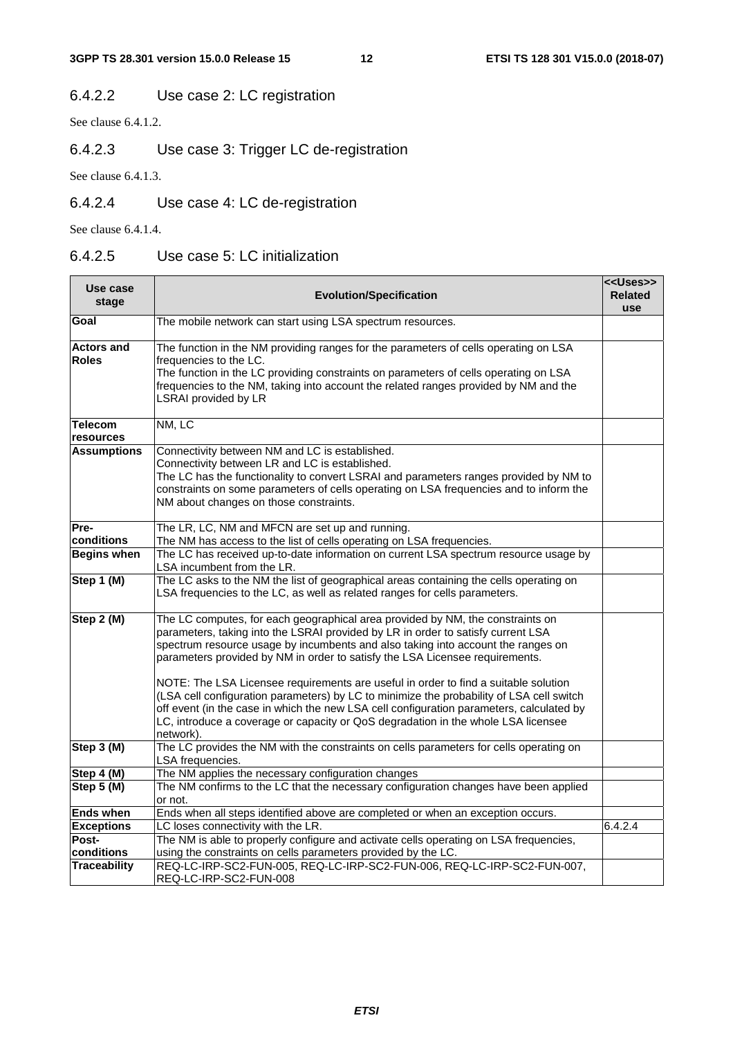#### 6.4.2.2 Use case 2: LC registration

See clause 6.4.1.2.

#### 6.4.2.3 Use case 3: Trigger LC de-registration

See clause 6.4.1.3.

#### 6.4.2.4 Use case 4: LC de-registration

See clause 6.4.1.4.

#### 6.4.2.5 Use case 5: LC initialization

| Use case stage | Evolution/Specification | <<Uses>> Related use |
|---|---|---|
| **Goal** | The mobile network can start using LSA spectrum resources. | |
| **Actors and Roles** | The function in the NM providing ranges for the parameters of cells operating on LSA frequencies to the LC.<br>The function in the LC providing constraints on parameters of cells operating on LSA frequencies to the NM, taking into account the related ranges provided by NM and the LSRAI provided by LR | |
| **Telecom resources** | NM, LC | |
| **Assumptions** | Connectivity between NM and LC is established.<br>Connectivity between LR and LC is established.<br>The LC has the functionality to convert LSRAI and parameters ranges provided by NM to constraints on some parameters of cells operating on LSA frequencies and to inform the NM about changes on those constraints. | |
| **Pre-conditions** | The LR, LC, NM and MFCN are set up and running.<br>The NM has access to the list of cells operating on LSA frequencies. | |
| **Begins when** | The LC has received up-to-date information on current LSA spectrum resource usage by LSA incumbent from the LR. | |
| **Step 1 (M)** | The LC asks to the NM the list of geographical areas containing the cells operating on LSA frequencies to the LC, as well as related ranges for cells parameters. | |
| **Step 2 (M)** | The LC computes, for each geographical area provided by NM, the constraints on parameters, taking into the LSRAI provided by LR in order to satisfy current LSA spectrum resource usage by incumbents and also taking into account the ranges on parameters provided by NM in order to satisfy the LSA Licensee requirements.<br><br>NOTE: The LSA Licensee requirements are useful in order to find a suitable solution (LSA cell configuration parameters) by LC to minimize the probability of LSA cell switch off event (in the case in which the new LSA cell configuration parameters, calculated by LC, introduce a coverage or capacity or QoS degradation in the whole LSA licensee network). | |
| **Step 3 (M)** | The LC provides the NM with the constraints on cells parameters for cells operating on LSA frequencies. | |
| **Step 4 (M)** | The NM applies the necessary configuration changes | |
| **Step 5 (M)** | The NM confirms to the LC that the necessary configuration changes have been applied or not. | |
| **Ends when** | Ends when all steps identified above are completed or when an exception occurs. | |
| **Exceptions** | LC loses connectivity with the LR. | 6.4.2.4 |
| **Post-conditions** | The NM is able to properly configure and activate cells operating on LSA frequencies, using the constraints on cells parameters provided by the LC. | |
| **Traceability** | REQ-LC-IRP-SC2-FUN-005, REQ-LC-IRP-SC2-FUN-006, REQ-LC-IRP-SC2-FUN-007, REQ-LC-IRP-SC2-FUN-008 | |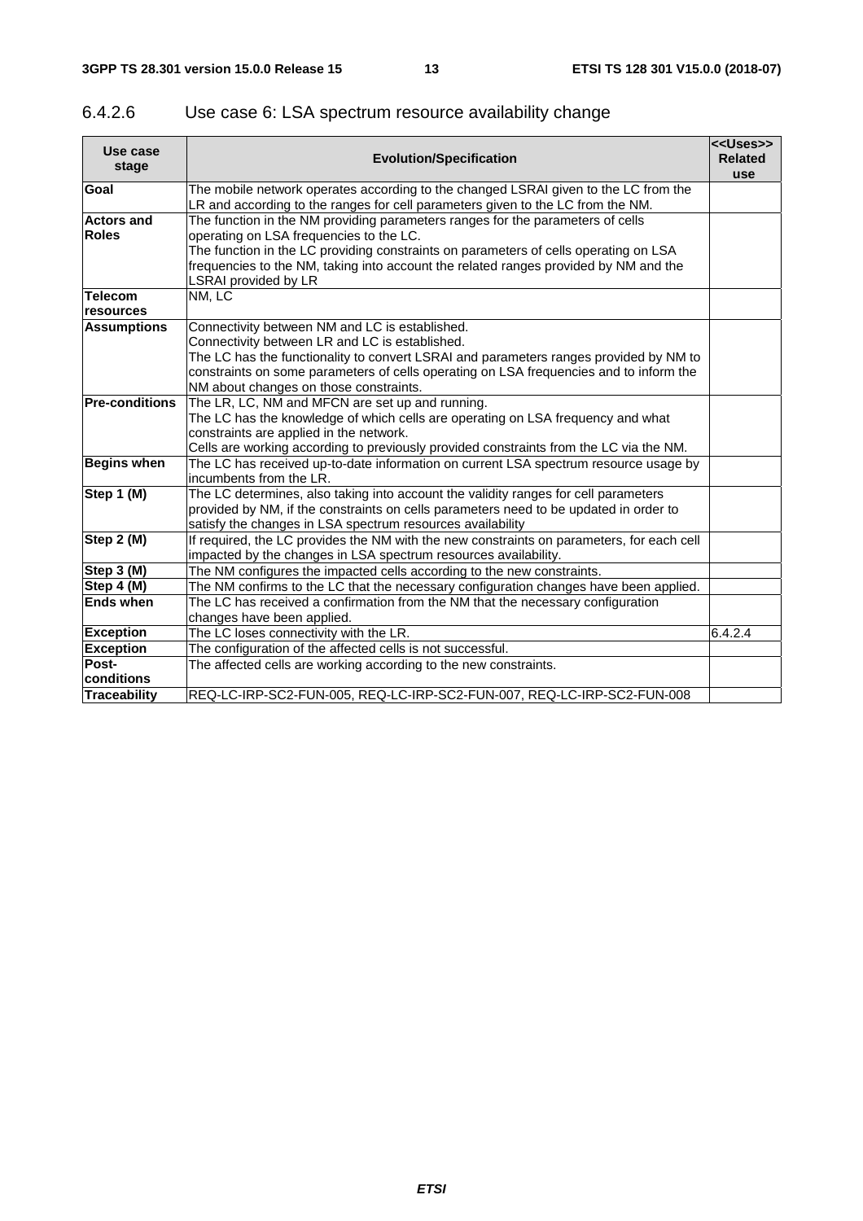#### 6.4.2.6 Use case 6: LSA spectrum resource availability change

| Use case stage | Evolution/Specification | <<Uses>> Related use |
|---|---|---|
| **Goal** | The mobile network operates according to the changed LSRAI given to the LC from the LR and according to the ranges for cell parameters given to the LC from the NM. | |
| **Actors and Roles** | The function in the NM providing parameters ranges for the parameters of cells operating on LSA frequencies to the LC.<br>The function in the LC providing constraints on parameters of cells operating on LSA frequencies to the NM, taking into account the related ranges provided by NM and the LSRAI provided by LR | |
| **Telecom resources** | NM, LC | |
| **Assumptions** | Connectivity between NM and LC is established.<br>Connectivity between LR and LC is established.<br>The LC has the functionality to convert LSRAI and parameters ranges provided by NM to constraints on some parameters of cells operating on LSA frequencies and to inform the NM about changes on those constraints. | |
| **Pre-conditions** | The LR, LC, NM and MFCN are set up and running.<br>The LC has the knowledge of which cells are operating on LSA frequency and what constraints are applied in the network.<br>Cells are working according to previously provided constraints from the LC via the NM. | |
| **Begins when** | The LC has received up-to-date information on current LSA spectrum resource usage by incumbents from the LR. | |
| **Step 1 (M)** | The LC determines, also taking into account the validity ranges for cell parameters provided by NM, if the constraints on cells parameters need to be updated in order to satisfy the changes in LSA spectrum resources availability | |
| **Step 2 (M)** | If required, the LC provides the NM with the new constraints on parameters, for each cell impacted by the changes in LSA spectrum resources availability. | |
| **Step 3 (M)** | The NM configures the impacted cells according to the new constraints. | |
| **Step 4 (M)** | The NM confirms to the LC that the necessary configuration changes have been applied. | |
| **Ends when** | The LC has received a confirmation from the NM that the necessary configuration changes have been applied. | |
| **Exception** | The LC loses connectivity with the LR. | 6.4.2.4 |
| **Exception** | The configuration of the affected cells is not successful. | |
| **Post-conditions** | The affected cells are working according to the new constraints. | |
| **Traceability** | REQ-LC-IRP-SC2-FUN-005, REQ-LC-IRP-SC2-FUN-007, REQ-LC-IRP-SC2-FUN-008 | |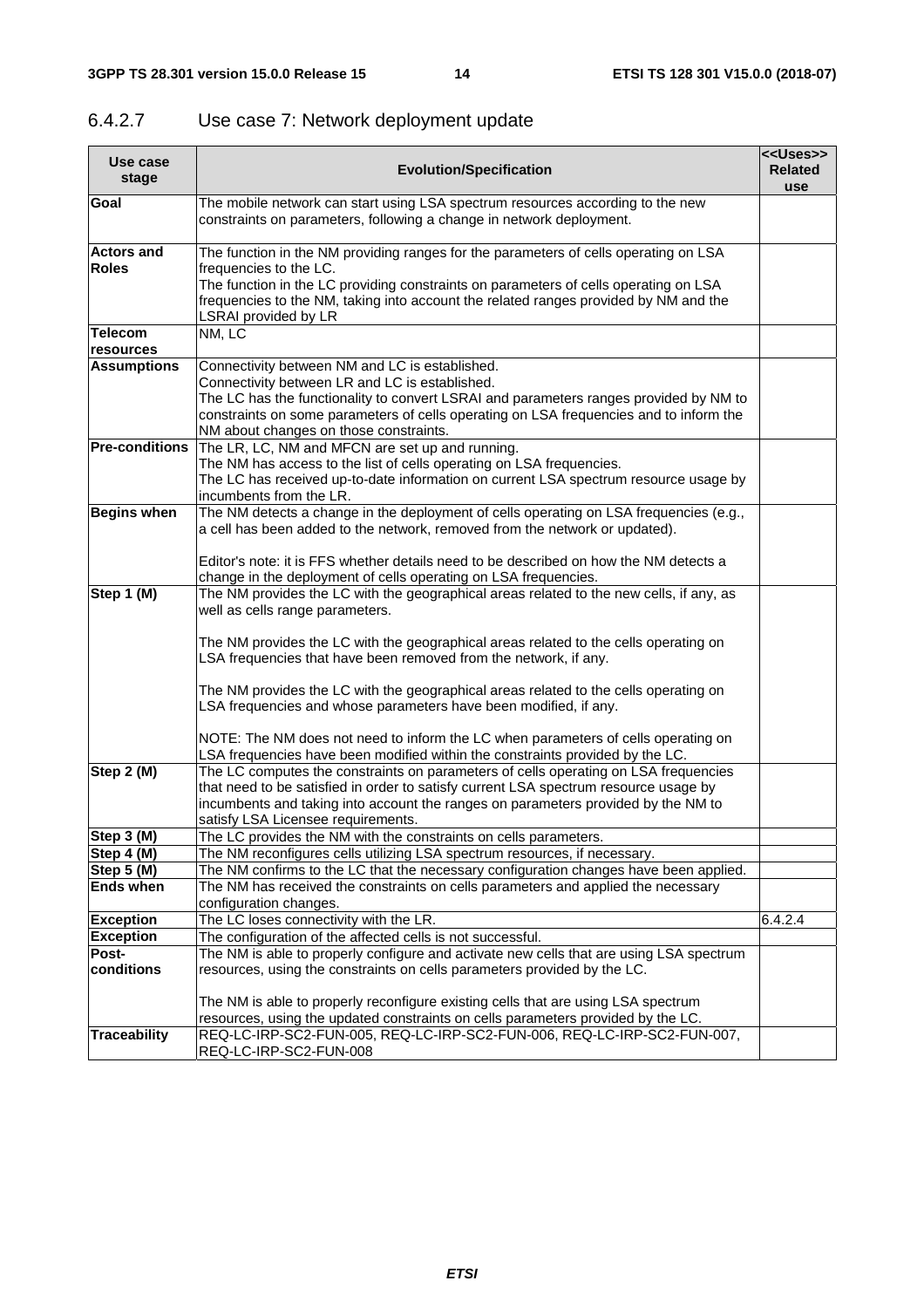### 6.4.2.7 Use case 7: Network deployment update

| Use case stage | Evolution/Specification | <<Uses>> Related use |
|---|---|---|
| **Goal** | The mobile network can start using LSA spectrum resources according to the new constraints on parameters, following a change in network deployment. | |
| **Actors and Roles** | The function in the NM providing ranges for the parameters of cells operating on LSA frequencies to the LC.<br>The function in the LC providing constraints on parameters of cells operating on LSA frequencies to the NM, taking into account the related ranges provided by NM and the LSRAI provided by LR | |
| **Telecom resources** | NM, LC | |
| **Assumptions** | Connectivity between NM and LC is established.<br>Connectivity between LR and LC is established.<br>The LC has the functionality to convert LSRAI and parameters ranges provided by NM to constraints on some parameters of cells operating on LSA frequencies and to inform the NM about changes on those constraints. | |
| **Pre-conditions** | The LR, LC, NM and MFCN are set up and running.<br>The NM has access to the list of cells operating on LSA frequencies.<br>The LC has received up-to-date information on current LSA spectrum resource usage by incumbents from the LR. | |
| **Begins when** | The NM detects a change in the deployment of cells operating on LSA frequencies (e.g., a cell has been added to the network, removed from the network or updated).<br><br>Editor's note: it is FFS whether details need to be described on how the NM detects a change in the deployment of cells operating on LSA frequencies. | |
| **Step 1 (M)** | The NM provides the LC with the geographical areas related to the new cells, if any, as well as cells range parameters.<br><br>The NM provides the LC with the geographical areas related to the cells operating on LSA frequencies that have been removed from the network, if any.<br><br>The NM provides the LC with the geographical areas related to the cells operating on LSA frequencies and whose parameters have been modified, if any.<br><br>NOTE: The NM does not need to inform the LC when parameters of cells operating on LSA frequencies have been modified within the constraints provided by the LC. | |
| **Step 2 (M)** | The LC computes the constraints on parameters of cells operating on LSA frequencies that need to be satisfied in order to satisfy current LSA spectrum resource usage by incumbents and taking into account the ranges on parameters provided by the NM to satisfy LSA Licensee requirements. | |
| **Step 3 (M)** | The LC provides the NM with the constraints on cells parameters. | |
| **Step 4 (M)** | The NM reconfigures cells utilizing LSA spectrum resources, if necessary. | |
| **Step 5 (M)** | The NM confirms to the LC that the necessary configuration changes have been applied. | |
| **Ends when** | The NM has received the constraints on cells parameters and applied the necessary configuration changes. | |
| **Exception** | The LC loses connectivity with the LR. | 6.4.2.4 |
| **Exception** | The configuration of the affected cells is not successful. | |
| **Post-conditions** | The NM is able to properly configure and activate new cells that are using LSA spectrum resources, using the constraints on cells parameters provided by the LC.<br><br>The NM is able to properly reconfigure existing cells that are using LSA spectrum resources, using the updated constraints on cells parameters provided by the LC. | |
| **Traceability** | REQ-LC-IRP-SC2-FUN-005, REQ-LC-IRP-SC2-FUN-006, REQ-LC-IRP-SC2-FUN-007, REQ-LC-IRP-SC2-FUN-008 | |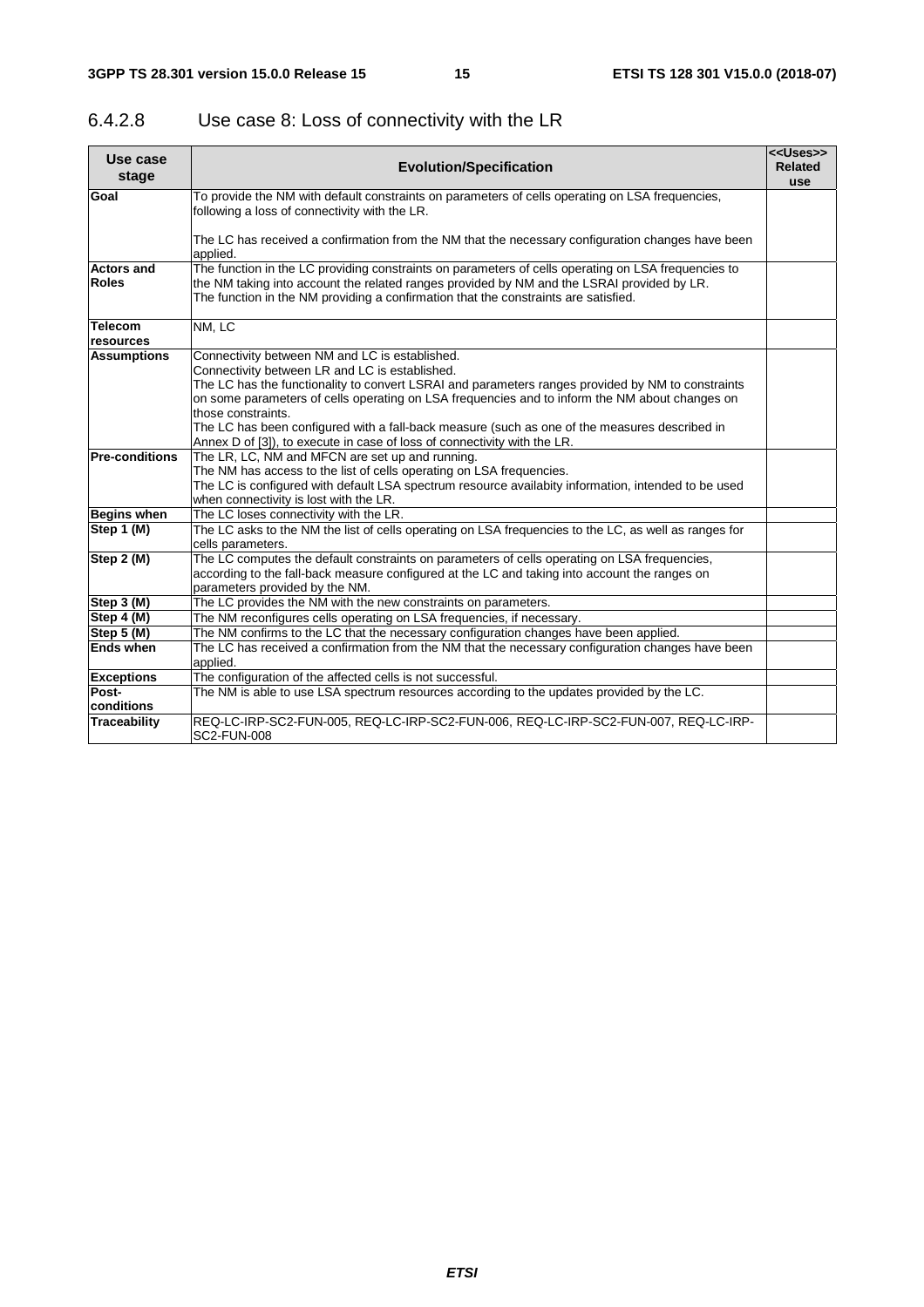### 6.4.2.8 Use case 8: Loss of connectivity with the LR

| Use case stage | Evolution/Specification | <<Uses>> Related use |
|---|---|---|
| **Goal** | To provide the NM with default constraints on parameters of cells operating on LSA frequencies, following a loss of connectivity with the LR.<br><br>The LC has received a confirmation from the NM that the necessary configuration changes have been applied. | |
| **Actors and Roles** | The function in the LC providing constraints on parameters of cells operating on LSA frequencies to the NM taking into account the related ranges provided by NM and the LSRAI provided by LR.<br>The function in the NM providing a confirmation that the constraints are satisfied. | |
| **Telecom resources** | NM, LC | |
| **Assumptions** | Connectivity between NM and LC is established.<br>Connectivity between LR and LC is established.<br>The LC has the functionality to convert LSRAI and parameters ranges provided by NM to constraints on some parameters of cells operating on LSA frequencies and to inform the NM about changes on those constraints.<br>The LC has been configured with a fall-back measure (such as one of the measures described in Annex D of [3]), to execute in case of loss of connectivity with the LR. | |
| **Pre-conditions** | The LR, LC, NM and MFCN are set up and running.<br>The NM has access to the list of cells operating on LSA frequencies.<br>The LC is configured with default LSA spectrum resource availabity information, intended to be used when connectivity is lost with the LR. | |
| **Begins when** | The LC loses connectivity with the LR. | |
| **Step 1 (M)** | The LC asks to the NM the list of cells operating on LSA frequencies to the LC, as well as ranges for cells parameters. | |
| **Step 2 (M)** | The LC computes the default constraints on parameters of cells operating on LSA frequencies, according to the fall-back measure configured at the LC and taking into account the ranges on parameters provided by the NM. | |
| **Step 3 (M)** | The LC provides the NM with the new constraints on parameters. | |
| **Step 4 (M)** | The NM reconfigures cells operating on LSA frequencies, if necessary. | |
| **Step 5 (M)** | The NM confirms to the LC that the necessary configuration changes have been applied. | |
| **Ends when** | The LC has received a confirmation from the NM that the necessary configuration changes have been applied. | |
| **Exceptions** | The configuration of the affected cells is not successful. | |
| **Post-conditions** | The NM is able to use LSA spectrum resources according to the updates provided by the LC. | |
| **Traceability** | REQ-LC-IRP-SC2-FUN-005, REQ-LC-IRP-SC2-FUN-006, REQ-LC-IRP-SC2-FUN-007, REQ-LC-IRP-SC2-FUN-008 | |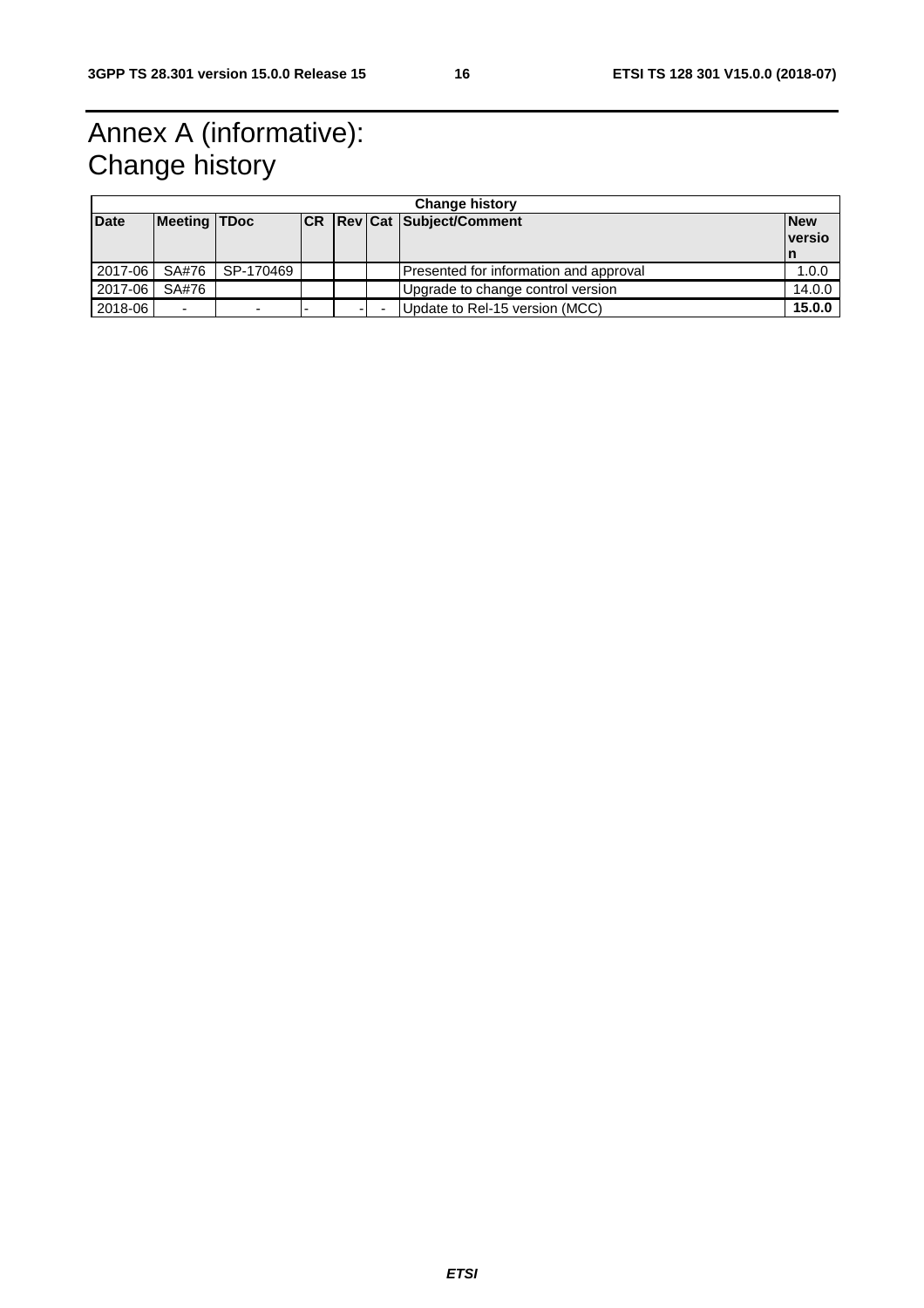# Annex A (informative): Change history

| Change history | | | | | | | |
|---|---|---|---|---|---|---|---|
| **Date** | **Meeting** | **TDoc** | **CR** | **Rev** | **Cat** | **Subject/Comment** | **New version** |
| 2017-06 | SA#76 | SP-170469 | | | | Presented for information and approval | 1.0.0 |
| 2017-06 | SA#76 | | | | | Upgrade to change control version | 14.0.0 |
| 2018-06 | - | - | - | - | - | Update to Rel-15 version (MCC) | **15.0.0** |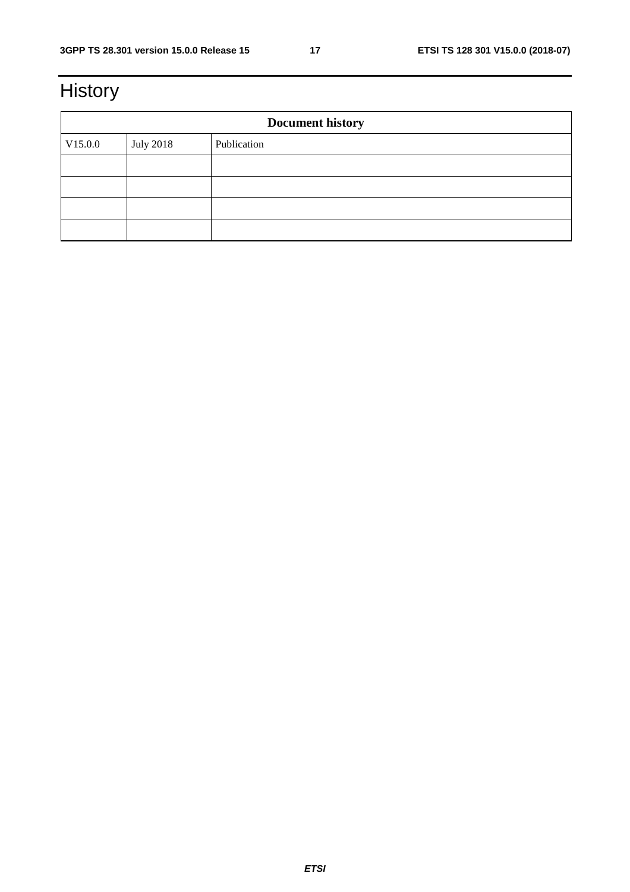# History

| Document history | | |
|---|---|---|
| V15.0.0 | July 2018 | Publication |
| | | |
| | | |
| | | |
| | | |